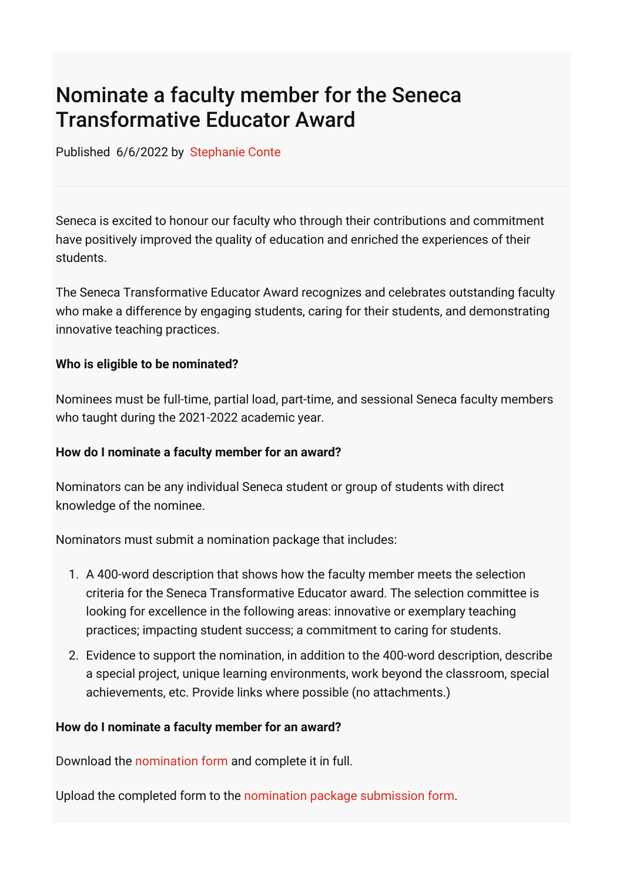# Nominate a faculty member for the Seneca Transformative Educator Award

Published 6/6/2022 by Stephanie Conte

Seneca is excited to honour our faculty who through their contributions and commitment have positively improved the quality of education and enriched the experiences of their students.

The Seneca Transformative Educator Award recognizes and celebrates outstanding faculty who make a difference by engaging students, caring for their students, and demonstrating innovative teaching practices.

**Who is eligible to be nominated?**

Nominees must be full-time, partial load, part-time, and sessional Seneca faculty members who taught during the 2021-2022 academic year.

**How do I nominate a faculty member for an award?**

Nominators can be any individual Seneca student or group of students with direct knowledge of the nominee.

Nominators must submit a nomination package that includes:

1. A 400-word description that shows how the faculty member meets the selection criteria for the Seneca Transformative Educator award. The selection committee is looking for excellence in the following areas: innovative or exemplary teaching practices; impacting student success; a commitment to caring for students.
2. Evidence to support the nomination, in addition to the 400-word description, describe a special project, unique learning environments, work beyond the classroom, special achievements, etc. Provide links where possible (no attachments.)

**How do I nominate a faculty member for an award?**

Download the nomination form and complete it in full.

Upload the completed form to the nomination package submission form.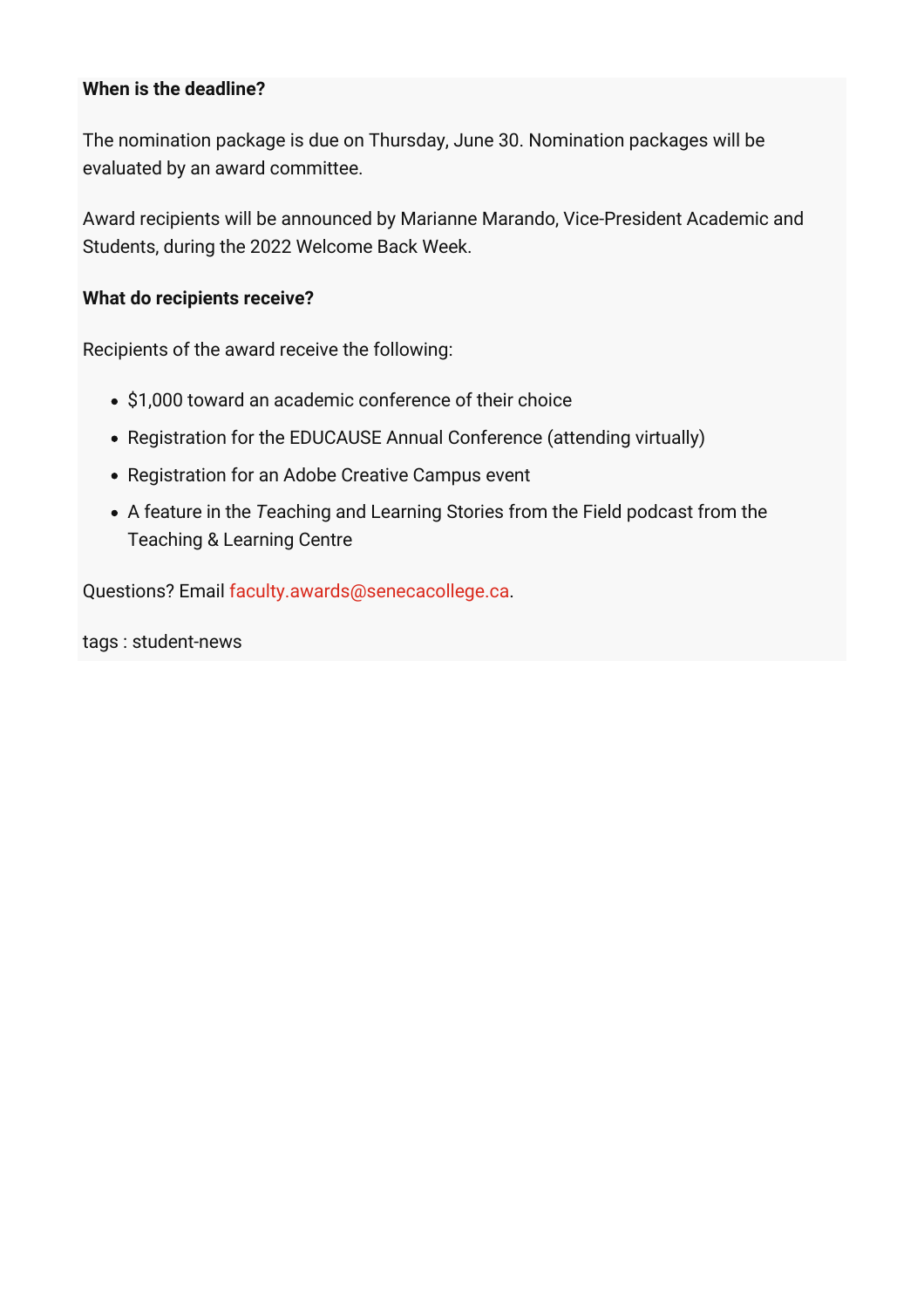**When is the deadline?**

The nomination package is due on Thursday, June 30. Nomination packages will be evaluated by an award committee.

Award recipients will be announced by Marianne Marando, Vice-President Academic and Students, during the 2022 Welcome Back Week.

**What do recipients receive?**

Recipients of the award receive the following:

- $1,000 toward an academic conference of their choice
- Registration for the EDUCAUSE Annual Conference (attending virtually)
- Registration for an Adobe Creative Campus event
- A feature in the *T*eaching and Learning Stories from the Field podcast from the Teaching & Learning Centre

Questions? Email faculty.awards@senecacollege.ca.

tags : student-news